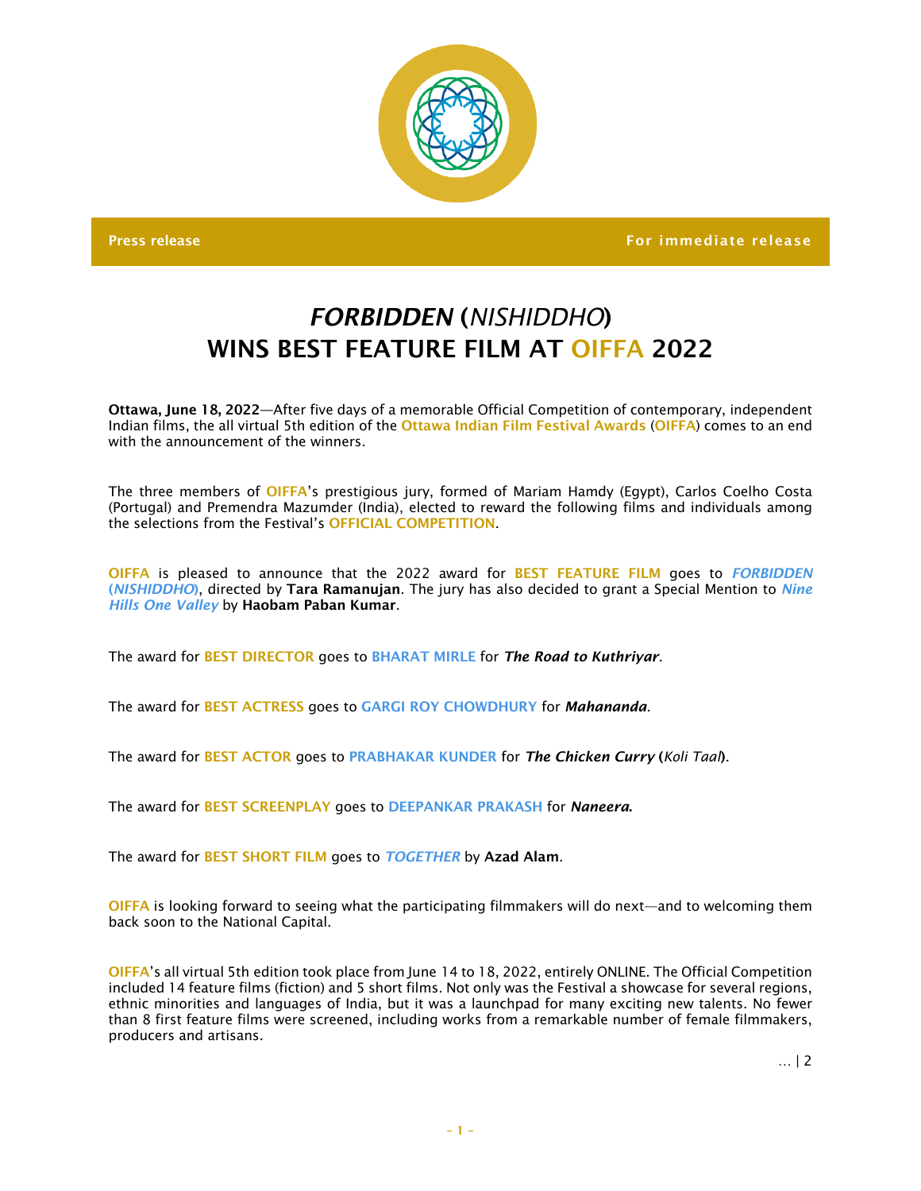**Press release** **For immediate release**

# *FORBIDDEN* (*NISHIDDHO*) WINS BEST FEATURE FILM AT OIFFA 2022

**Ottawa, June 18, 2022**—After five days of a memorable Official Competition of contemporary, independent Indian films, the all virtual 5th edition of the Ottawa Indian Film Festival Awards (OIFFA) comes to an end with the announcement of the winners.

The three members of OIFFA's prestigious jury, formed of Mariam Hamdy (Egypt), Carlos Coelho Costa (Portugal) and Premendra Mazumder (India), elected to reward the following films and individuals among the selections from the Festival's OFFICIAL COMPETITION.

OIFFA is pleased to announce that the 2022 award for BEST FEATURE FILM goes to ***FORBIDDEN* (*NISHIDDHO*)**, directed by **Tara Ramanujan**. The jury has also decided to grant a Special Mention to *Nine Hills One Valley* by **Haobam Paban Kumar**.

The award for BEST DIRECTOR goes to BHARAT MIRLE for ***The Road to Kuthriyar***.

The award for BEST ACTRESS goes to GARGI ROY CHOWDHURY for ***Mahananda***.

The award for BEST ACTOR goes to PRABHAKAR KUNDER for ***The Chicken Curry* (*Koli Taal*)**.

The award for BEST SCREENPLAY goes to DEEPANKAR PRAKASH for ***Naneera.***

The award for BEST SHORT FILM goes to ***TOGETHER*** by **Azad Alam**.

OIFFA is looking forward to seeing what the participating filmmakers will do next—and to welcoming them back soon to the National Capital.

OIFFA's all virtual 5th edition took place from June 14 to 18, 2022, entirely ONLINE. The Official Competition included 14 feature films (fiction) and 5 short films. Not only was the Festival a showcase for several regions, ethnic minorities and languages of India, but it was a launchpad for many exciting new talents. No fewer than 8 first feature films were screened, including works from a remarkable number of female filmmakers, producers and artisans.

… | 2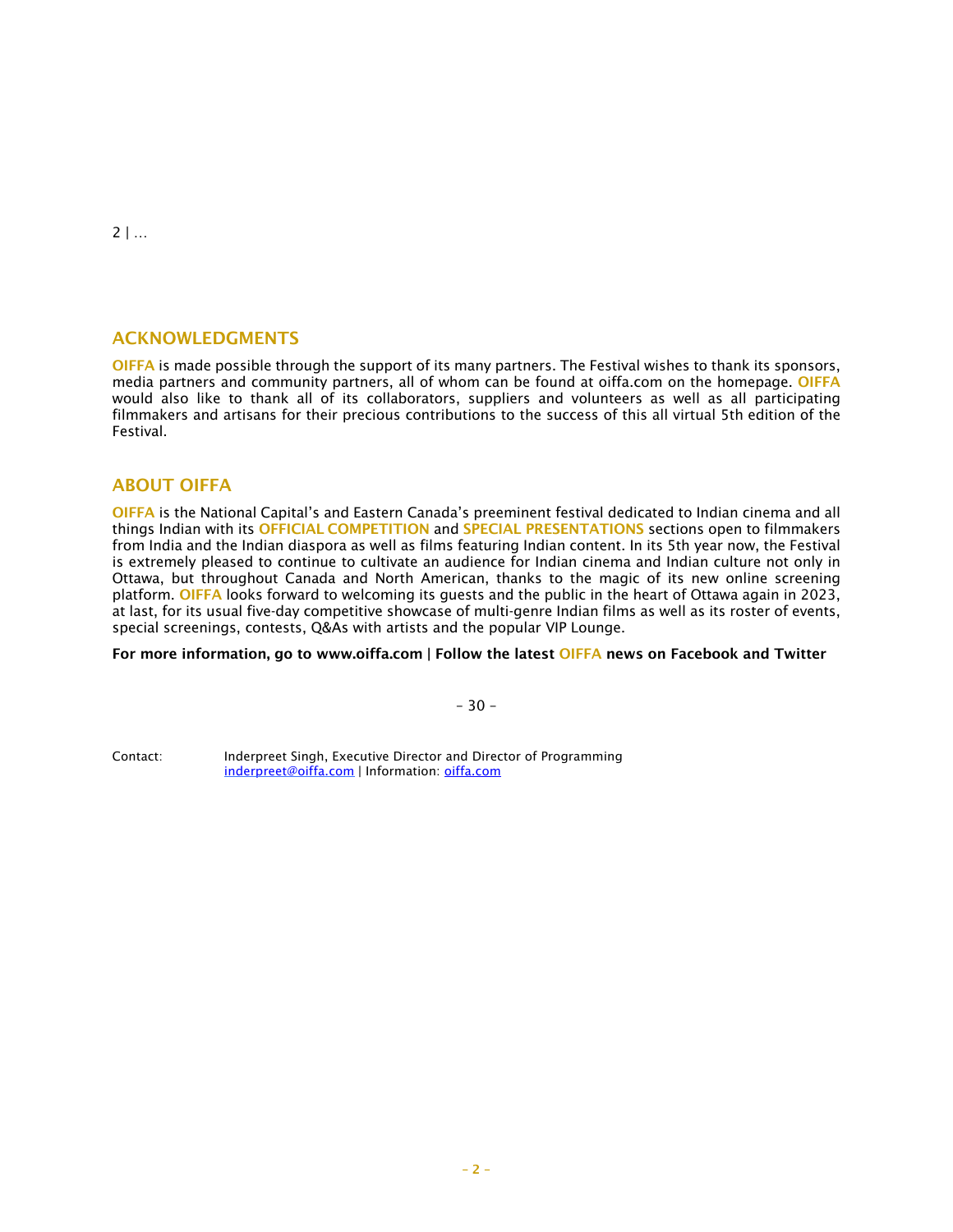2 | …

## ACKNOWLEDGMENTS

**OIFFA** is made possible through the support of its many partners. The Festival wishes to thank its sponsors, media partners and community partners, all of whom can be found at oiffa.com on the homepage. **OIFFA** would also like to thank all of its collaborators, suppliers and volunteers as well as all participating filmmakers and artisans for their precious contributions to the success of this all virtual 5th edition of the Festival.

## ABOUT OIFFA

**OIFFA** is the National Capital's and Eastern Canada's preeminent festival dedicated to Indian cinema and all things Indian with its **OFFICIAL COMPETITION** and **SPECIAL PRESENTATIONS** sections open to filmmakers from India and the Indian diaspora as well as films featuring Indian content. In its 5th year now, the Festival is extremely pleased to continue to cultivate an audience for Indian cinema and Indian culture not only in Ottawa, but throughout Canada and North American, thanks to the magic of its new online screening platform. **OIFFA** looks forward to welcoming its guests and the public in the heart of Ottawa again in 2023, at last, for its usual five-day competitive showcase of multi-genre Indian films as well as its roster of events, special screenings, contests, Q&As with artists and the popular VIP Lounge.

**For more information, go to www.oiffa.com | Follow the latest OIFFA news on Facebook and Twitter**

– 30 –

Contact: Inderpreet Singh, Executive Director and Director of Programming
inderpreet@oiffa.com | Information: oiffa.com